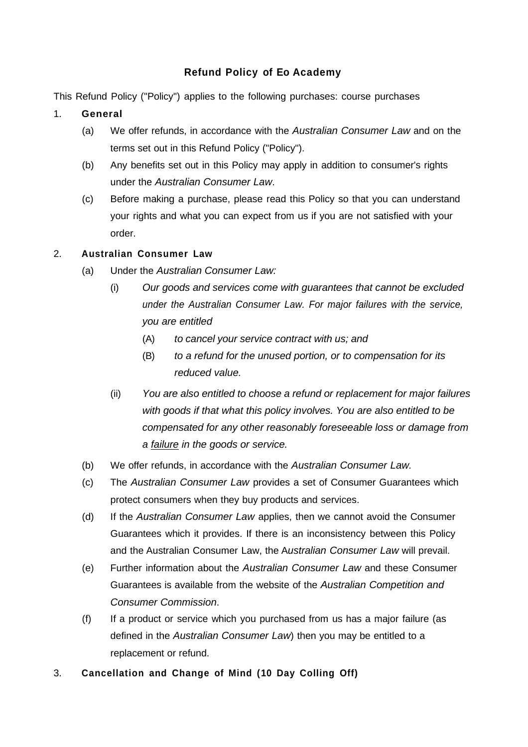**Refund Policy of Eo Academy**

This Refund Policy ("Policy") applies to the following purchases: course purchases

1. **General**
   - (a) We offer refunds, in accordance with the *Australian Consumer Law* and on the terms set out in this Refund Policy ("Policy").
   - (b) Any benefits set out in this Policy may apply in addition to consumer's rights under the *Australian Consumer Law*.
   - (c) Before making a purchase, please read this Policy so that you can understand your rights and what you can expect from us if you are not satisfied with your order.

2. **Australian Consumer Law**
   - (a) Under the *Australian Consumer Law:*
     - (i) *Our goods and services come with guarantees that cannot be excluded under the Australian Consumer Law. For major failures with the service, you are entitled*
       - (A) *to cancel your service contract with us; and*
       - (B) *to a refund for the unused portion, or to compensation for its reduced value.*
     - (ii) *You are also entitled to choose a refund or replacement for major failures with goods if that what this policy involves. You are also entitled to be compensated for any other reasonably foreseeable loss or damage from a failure in the goods or service.*
   - (b) We offer refunds, in accordance with the *Australian Consumer Law.*
   - (c) The *Australian Consumer Law* provides a set of Consumer Guarantees which protect consumers when they buy products and services.
   - (d) If the *Australian Consumer Law* applies, then we cannot avoid the Consumer Guarantees which it provides. If there is an inconsistency between this Policy and the Australian Consumer Law, the A*ustralian Consumer Law* will prevail.
   - (e) Further information about the *Australian Consumer Law* and these Consumer Guarantees is available from the website of the *Australian Competition and Consumer Commission*.
   - (f) If a product or service which you purchased from us has a major failure (as defined in the *Australian Consumer Law*) then you may be entitled to a replacement or refund.

3. **Cancellation and Change of Mind (10 Day Colling Off)**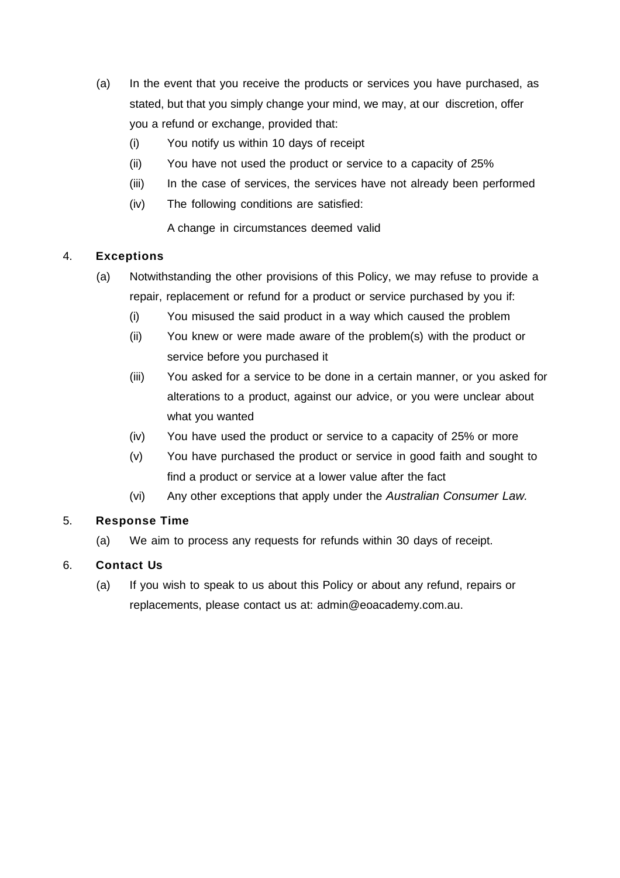(a) In the event that you receive the products or services you have purchased, as stated, but that you simply change your mind, we may, at our discretion, offer you a refund or exchange, provided that:

   (i) You notify us within 10 days of receipt

   (ii) You have not used the product or service to a capacity of 25%

   (iii) In the case of services, the services have not already been performed

   (iv) The following conditions are satisfied:

   A change in circumstances deemed valid

## 4. **Exceptions**

(a) Notwithstanding the other provisions of this Policy, we may refuse to provide a repair, replacement or refund for a product or service purchased by you if:

   (i) You misused the said product in a way which caused the problem

   (ii) You knew or were made aware of the problem(s) with the product or service before you purchased it

   (iii) You asked for a service to be done in a certain manner, or you asked for alterations to a product, against our advice, or you were unclear about what you wanted

   (iv) You have used the product or service to a capacity of 25% or more

   (v) You have purchased the product or service in good faith and sought to find a product or service at a lower value after the fact

   (vi) Any other exceptions that apply under the *Australian Consumer Law.*

## 5. **Response Time**

(a) We aim to process any requests for refunds within 30 days of receipt.

## 6. **Contact Us**

(a) If you wish to speak to us about this Policy or about any refund, repairs or replacements, please contact us at: admin@eoacademy.com.au.